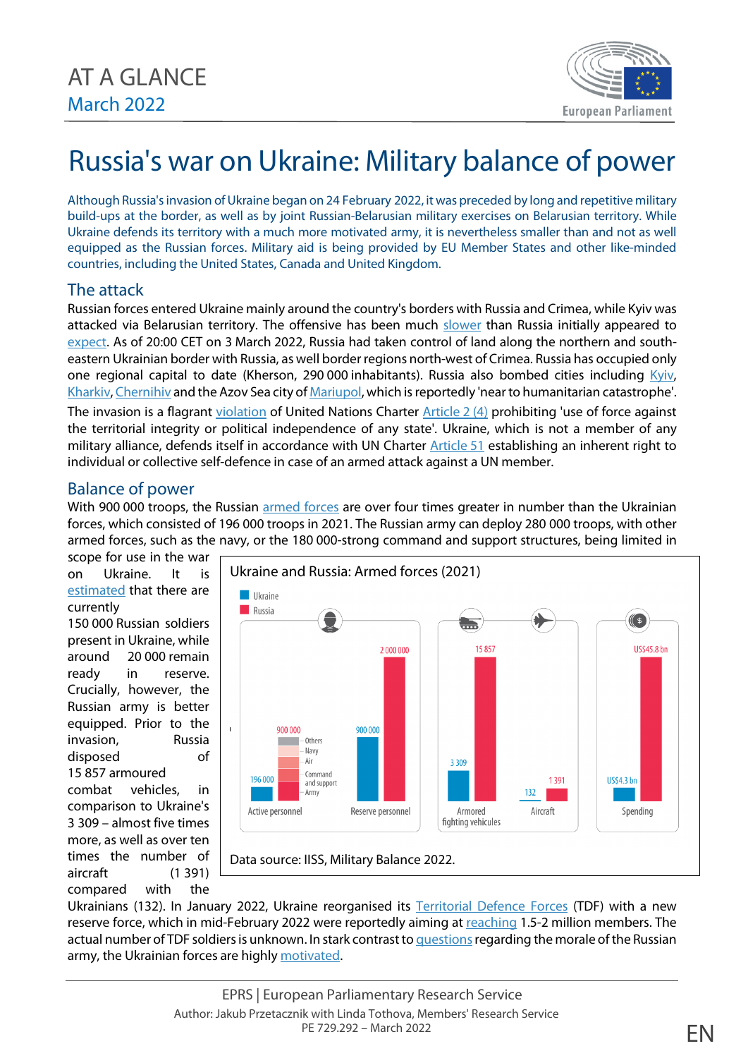AT A GLANCE
March 2022

# Russia's war on Ukraine: Military balance of power

Although Russia's invasion of Ukraine began on 24 February 2022, it was preceded by long and repetitive military build-ups at the border, as well as by joint Russian-Belarusian military exercises on Belarusian territory. While Ukraine defends its territory with a much more motivated army, it is nevertheless smaller than and not as well equipped as the Russian forces. Military aid is being provided by EU Member States and other like-minded countries, including the United States, Canada and United Kingdom.

## The attack

Russian forces entered Ukraine mainly around the country's borders with Russia and Crimea, while Kyiv was attacked via Belarusian territory. The offensive has been much slower than Russia initially appeared to expect. As of 20:00 CET on 3 March 2022, Russia had taken control of land along the northern and south-eastern Ukrainian border with Russia, as well border regions north-west of Crimea. Russia has occupied only one regional capital to date (Kherson, 290 000 inhabitants). Russia also bombed cities including Kyiv, Kharkiv, Chernihiv and the Azov Sea city of Mariupol, which is reportedly 'near to humanitarian catastrophe'.

The invasion is a flagrant violation of United Nations Charter Article 2 (4) prohibiting 'use of force against the territorial integrity or political independence of any state'. Ukraine, which is not a member of any military alliance, defends itself in accordance with UN Charter Article 51 establishing an inherent right to individual or collective self-defence in case of an armed attack against a UN member.

## Balance of power

With 900 000 troops, the Russian armed forces are over four times greater in number than the Ukrainian forces, which consisted of 196 000 troops in 2021. The Russian army can deploy 280 000 troops, with other armed forces, such as the navy, or the 180 000-strong command and support structures, being limited in scope for use in the war on Ukraine. It is estimated that there are currently 150 000 Russian soldiers present in Ukraine, while around 20 000 remain ready in reserve. Crucially, however, the Russian army is better equipped. Prior to the invasion, Russia disposed of 15 857 armoured combat vehicles, in comparison to Ukraine's 3 309 – almost five times more, as well as over ten times the number of aircraft (1 391) compared with the Ukrainians (132). In January 2022, Ukraine reorganised its Territorial Defence Forces (TDF) with a new reserve force, which in mid-February 2022 were reportedly aiming at reaching 1.5-2 million members. The actual number of TDF soldiers is unknown. In stark contrast to questions regarding the morale of the Russian army, the Ukrainian forces are highly motivated.

**Ukraine and Russia: Armed forces (2021)**

| | Ukraine | Russia |
|---|---|---|
| Active personnel | 196 000 | 900 000 (Army, Command and support, Air, Navy, Others) |
| Reserve personnel | 900 000 | 2 000 000 |
| Armored fighting vehicules | 3 309 | 15 857 |
| Aircraft | 132 | 1 391 |
| Spending | US$4.3 bn | US$45.8 bn |

Data source: IISS, Military Balance 2022.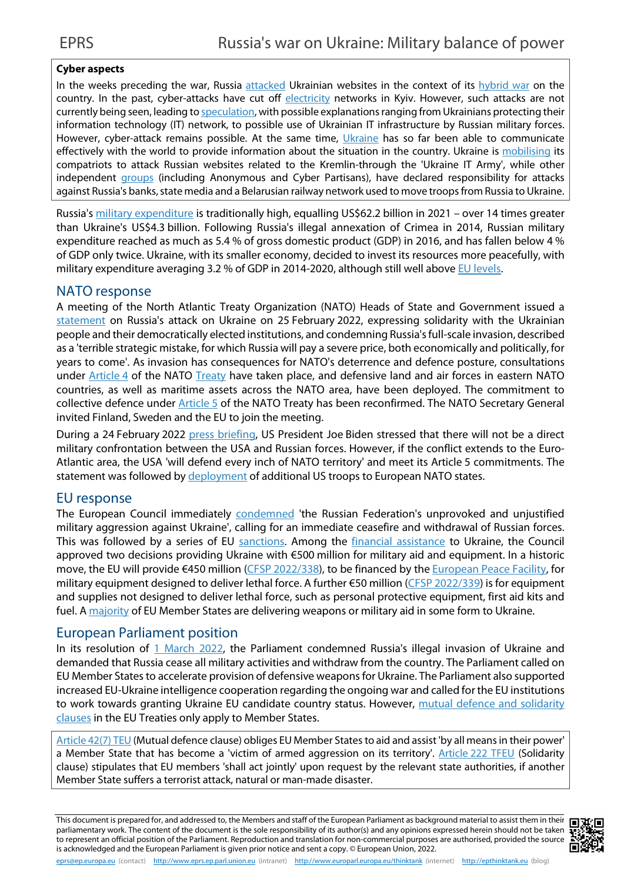**Cyber aspects**

In the weeks preceding the war, Russia attacked Ukrainian websites in the context of its hybrid war on the country. In the past, cyber-attacks have cut off electricity networks in Kyiv. However, such attacks are not currently being seen, leading to speculation, with possible explanations ranging from Ukrainians protecting their information technology (IT) network, to possible use of Ukrainian IT infrastructure by Russian military forces. However, cyber-attack remains possible. At the same time, Ukraine has so far been able to communicate effectively with the world to provide information about the situation in the country. Ukraine is mobilising its compatriots to attack Russian websites related to the Kremlin-through the 'Ukraine IT Army', while other independent groups (including Anonymous and Cyber Partisans), have declared responsibility for attacks against Russia's banks, state media and a Belarusian railway network used to move troops from Russia to Ukraine.

Russia's military expenditure is traditionally high, equalling US$62.2 billion in 2021 – over 14 times greater than Ukraine's US$4.3 billion. Following Russia's illegal annexation of Crimea in 2014, Russian military expenditure reached as much as 5.4 % of gross domestic product (GDP) in 2016, and has fallen below 4 % of GDP only twice. Ukraine, with its smaller economy, decided to invest its resources more peacefully, with military expenditure averaging 3.2 % of GDP in 2014-2020, although still well above EU levels.

## NATO response

A meeting of the North Atlantic Treaty Organization (NATO) Heads of State and Government issued a statement on Russia's attack on Ukraine on 25 February 2022, expressing solidarity with the Ukrainian people and their democratically elected institutions, and condemning Russia's full-scale invasion, described as a 'terrible strategic mistake, for which Russia will pay a severe price, both economically and politically, for years to come'. As invasion has consequences for NATO's deterrence and defence posture, consultations under Article 4 of the NATO Treaty have taken place, and defensive land and air forces in eastern NATO countries, as well as maritime assets across the NATO area, have been deployed. The commitment to collective defence under Article 5 of the NATO Treaty has been reconfirmed. The NATO Secretary General invited Finland, Sweden and the EU to join the meeting.

During a 24 February 2022 press briefing, US President Joe Biden stressed that there will not be a direct military confrontation between the USA and Russian forces. However, if the conflict extends to the Euro-Atlantic area, the USA 'will defend every inch of NATO territory' and meet its Article 5 commitments. The statement was followed by deployment of additional US troops to European NATO states.

## EU response

The European Council immediately condemned 'the Russian Federation's unprovoked and unjustified military aggression against Ukraine', calling for an immediate ceasefire and withdrawal of Russian forces. This was followed by a series of EU sanctions. Among the financial assistance to Ukraine, the Council approved two decisions providing Ukraine with €500 million for military aid and equipment. In a historic move, the EU will provide €450 million (CFSP 2022/338), to be financed by the European Peace Facility, for military equipment designed to deliver lethal force. A further €50 million (CFSP 2022/339) is for equipment and supplies not designed to deliver lethal force, such as personal protective equipment, first aid kits and fuel. A majority of EU Member States are delivering weapons or military aid in some form to Ukraine.

## European Parliament position

In its resolution of 1 March 2022, the Parliament condemned Russia's illegal invasion of Ukraine and demanded that Russia cease all military activities and withdraw from the country. The Parliament called on EU Member States to accelerate provision of defensive weapons for Ukraine. The Parliament also supported increased EU-Ukraine intelligence cooperation regarding the ongoing war and called for the EU institutions to work towards granting Ukraine EU candidate country status. However, mutual defence and solidarity clauses in the EU Treaties only apply to Member States.

Article 42(7) TEU (Mutual defence clause) obliges EU Member States to aid and assist 'by all means in their power' a Member State that has become a 'victim of armed aggression on its territory'. Article 222 TFEU (Solidarity clause) stipulates that EU members 'shall act jointly' upon request by the relevant state authorities, if another Member State suffers a terrorist attack, natural or man-made disaster.

This document is prepared for, and addressed to, the Members and staff of the European Parliament as background material to assist them in their parliamentary work. The content of the document is the sole responsibility of its author(s) and any opinions expressed herein should not be taken to represent an official position of the Parliament. Reproduction and translation for non-commercial purposes are authorised, provided the source is acknowledged and the European Parliament is given prior notice and sent a copy. © European Union, 2022.

eprs@ep.europa.eu (contact) http://www.eprs.ep.parl.union.eu (intranet) http://www.europarl.europa.eu/thinktank (internet) http://epthinktank.eu (blog)